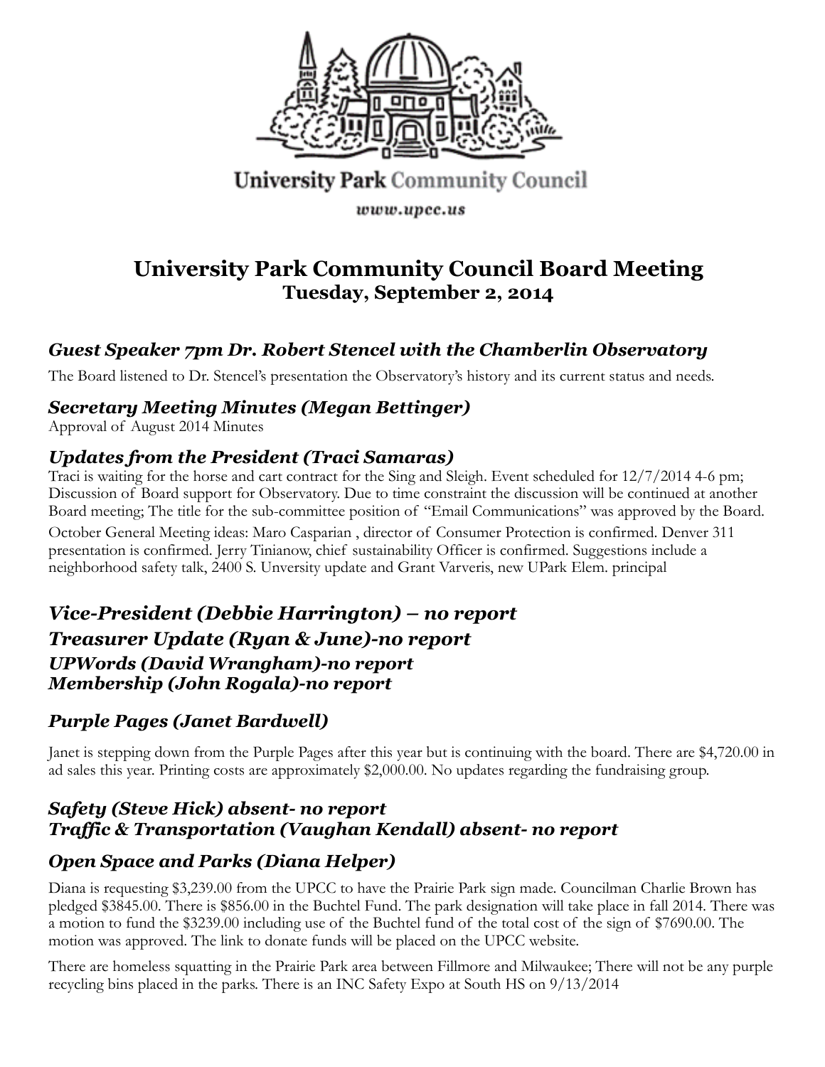University Park Community Council

www.upcc.us

# University Park Community Council Board Meeting
## Tuesday, September 2, 2014

### *Guest Speaker 7pm Dr. Robert Stencel with the Chamberlin Observatory*

The Board listened to Dr. Stencel's presentation the Observatory's history and its current status and needs.

### *Secretary Meeting Minutes (Megan Bettinger)*

Approval of August 2014 Minutes

### *Updates from the President (Traci Samaras)*

Traci is waiting for the horse and cart contract for the Sing and Sleigh. Event scheduled for 12/7/2014 4-6 pm; Discussion of Board support for Observatory. Due to time constraint the discussion will be continued at another Board meeting; The title for the sub-committee position of "Email Communications" was approved by the Board.

October General Meeting ideas: Maro Casparian , director of Consumer Protection is confirmed. Denver 311 presentation is confirmed. Jerry Tinianow, chief sustainability Officer is confirmed. Suggestions include a neighborhood safety talk, 2400 S. Unversity update and Grant Varveris, new UPark Elem. principal

### *Vice-President (Debbie Harrington) – no report*

### *Treasurer Update (Ryan & June)-no report*

### *UPWords (David Wrangham)-no report*

### *Membership (John Rogala)-no report*

### *Purple Pages (Janet Bardwell)*

Janet is stepping down from the Purple Pages after this year but is continuing with the board. There are $4,720.00 in ad sales this year. Printing costs are approximately $2,000.00. No updates regarding the fundraising group.

### *Safety (Steve Hick) absent- no report*

### *Traffic & Transportation (Vaughan Kendall) absent- no report*

### *Open Space and Parks (Diana Helper)*

Diana is requesting $3,239.00 from the UPCC to have the Prairie Park sign made. Councilman Charlie Brown has pledged $3845.00. There is $856.00 in the Buchtel Fund. The park designation will take place in fall 2014. There was a motion to fund the $3239.00 including use of the Buchtel fund of the total cost of the sign of $7690.00. The motion was approved. The link to donate funds will be placed on the UPCC website.

There are homeless squatting in the Prairie Park area between Fillmore and Milwaukee; There will not be any purple recycling bins placed in the parks. There is an INC Safety Expo at South HS on 9/13/2014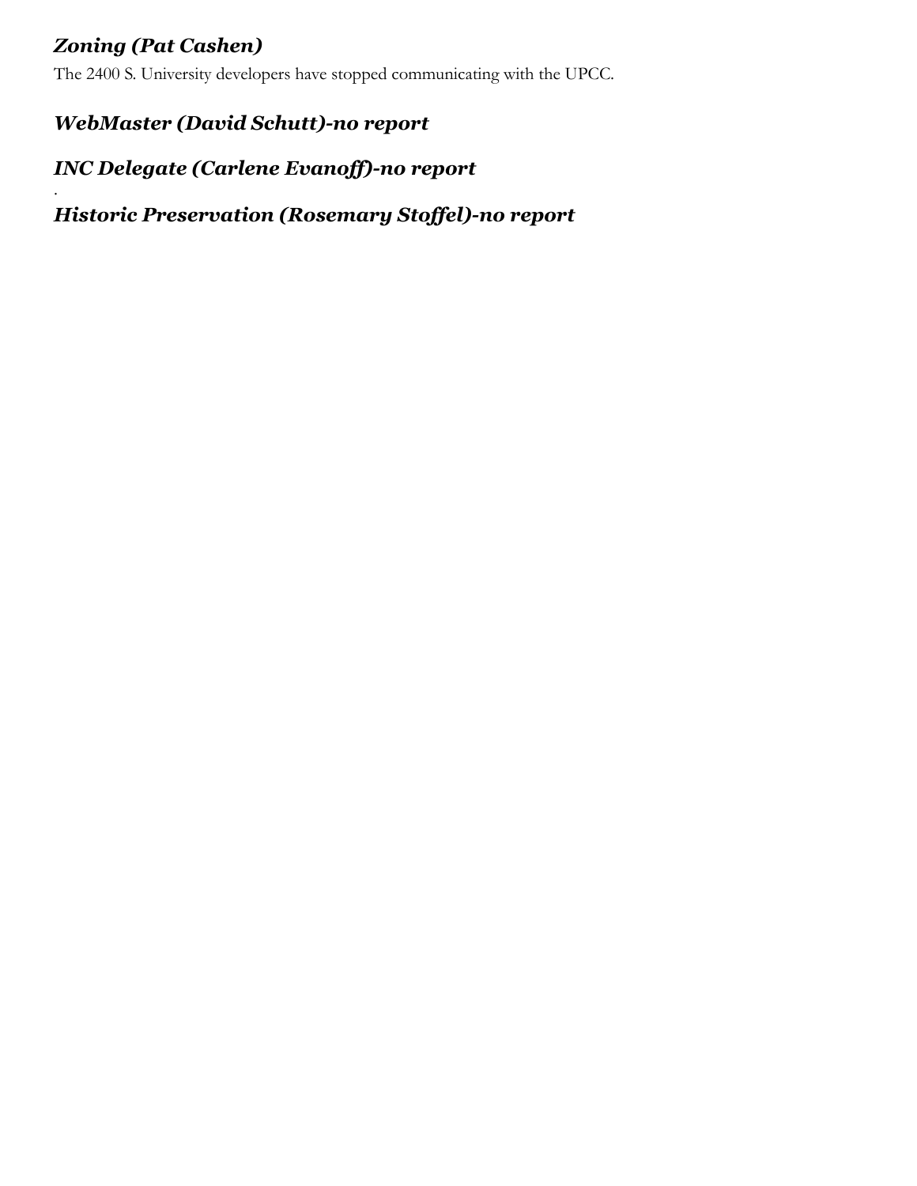### ***Zoning (Pat Cashen)***

The 2400 S. University developers have stopped communicating with the UPCC.

### ***WebMaster (David Schutt)-no report***

### ***INC Delegate (Carlene Evanoff)-no report***

.

### ***Historic Preservation (Rosemary Stoffel)-no report***